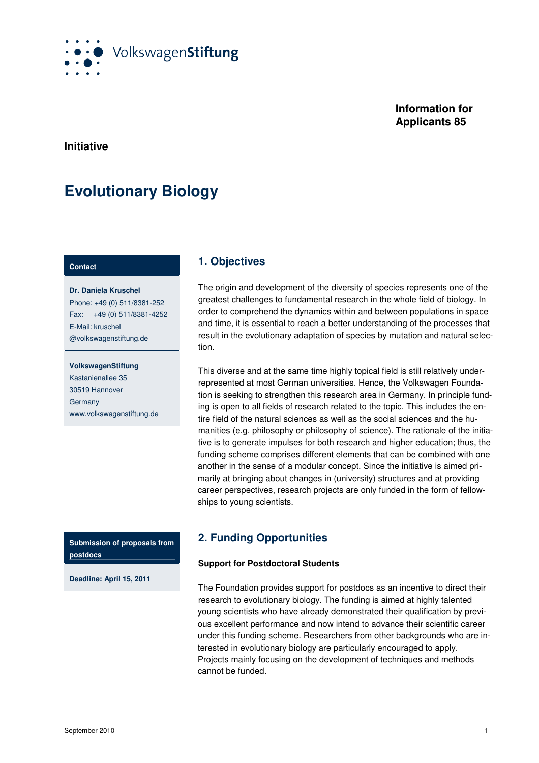VolkswagenStiftung

**Information for Applicants 85**

**Initiative**

# Evolutionary Biology

**Contact**

**Dr. Daniela Kruschel**
Phone: +49 (0) 511/8381-252
Fax: +49 (0) 511/8381-4252
E-Mail: kruschel@volkswagenstiftung.de

**VolkswagenStiftung**
Kastanienallee 35
30519 Hannover
Germany
www.volkswagenstiftung.de

## 1. Objectives

The origin and development of the diversity of species represents one of the greatest challenges to fundamental research in the whole field of biology. In order to comprehend the dynamics within and between populations in space and time, it is essential to reach a better understanding of the processes that result in the evolutionary adaptation of species by mutation and natural selection.

This diverse and at the same time highly topical field is still relatively underrepresented at most German universities. Hence, the Volkswagen Foundation is seeking to strengthen this research area in Germany. In principle funding is open to all fields of research related to the topic. This includes the entire field of the natural sciences as well as the social sciences and the humanities (e.g. philosophy or philosophy of science). The rationale of the initiative is to generate impulses for both research and higher education; thus, the funding scheme comprises different elements that can be combined with one another in the sense of a modular concept. Since the initiative is aimed primarily at bringing about changes in (university) structures and at providing career perspectives, research projects are only funded in the form of fellowships to young scientists.

**Submission of proposals from postdocs**

**Deadline: April 15, 2011**

## 2. Funding Opportunities

**Support for Postdoctoral Students**

The Foundation provides support for postdocs as an incentive to direct their research to evolutionary biology. The funding is aimed at highly talented young scientists who have already demonstrated their qualification by previous excellent performance and now intend to advance their scientific career under this funding scheme. Researchers from other backgrounds who are interested in evolutionary biology are particularly encouraged to apply. Projects mainly focusing on the development of techniques and methods cannot be funded.

September 2010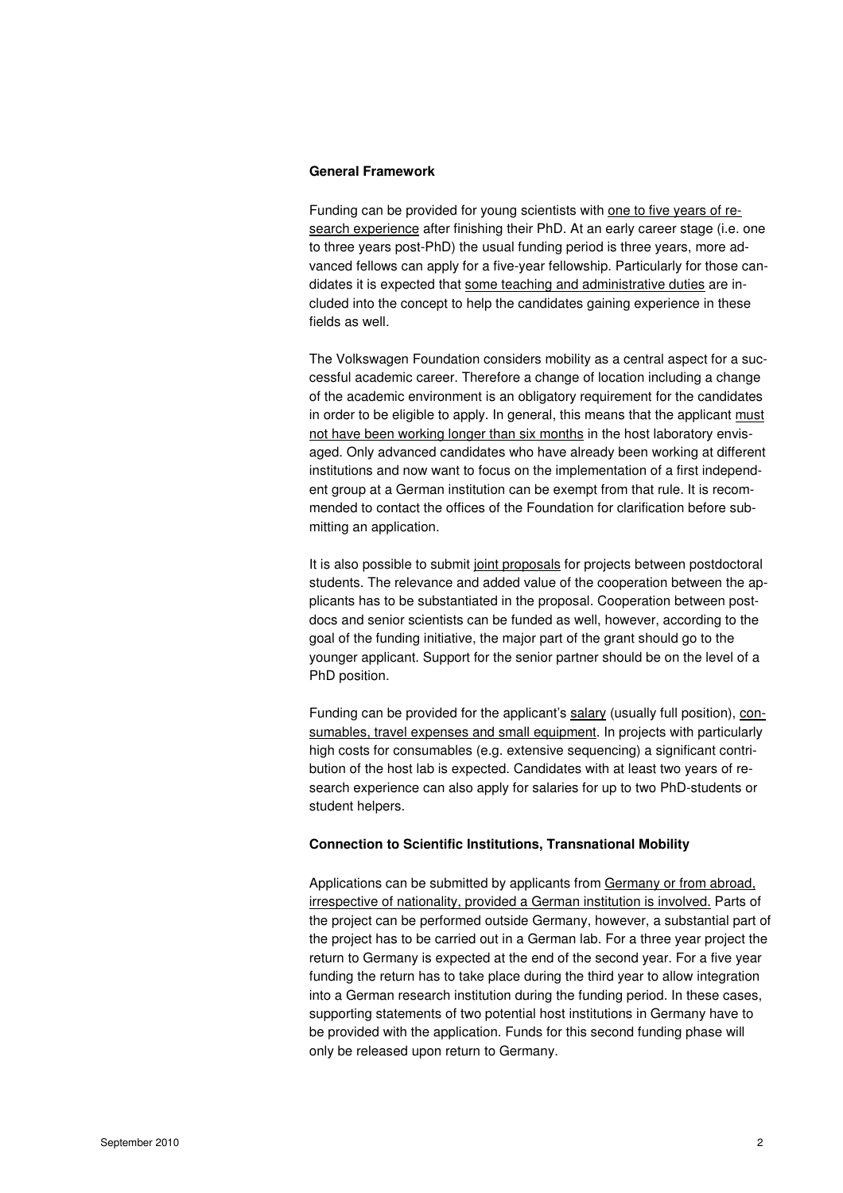**General Framework**

Funding can be provided for young scientists with one to five years of research experience after finishing their PhD. At an early career stage (i.e. one to three years post-PhD) the usual funding period is three years, more advanced fellows can apply for a five-year fellowship. Particularly for those candidates it is expected that some teaching and administrative duties are included into the concept to help the candidates gaining experience in these fields as well.

The Volkswagen Foundation considers mobility as a central aspect for a successful academic career. Therefore a change of location including a change of the academic environment is an obligatory requirement for the candidates in order to be eligible to apply. In general, this means that the applicant must not have been working longer than six months in the host laboratory envisaged. Only advanced candidates who have already been working at different institutions and now want to focus on the implementation of a first independent group at a German institution can be exempt from that rule. It is recommended to contact the offices of the Foundation for clarification before submitting an application.

It is also possible to submit joint proposals for projects between postdoctoral students. The relevance and added value of the cooperation between the applicants has to be substantiated in the proposal. Cooperation between postdocs and senior scientists can be funded as well, however, according to the goal of the funding initiative, the major part of the grant should go to the younger applicant. Support for the senior partner should be on the level of a PhD position.

Funding can be provided for the applicant's salary (usually full position), consumables, travel expenses and small equipment. In projects with particularly high costs for consumables (e.g. extensive sequencing) a significant contribution of the host lab is expected. Candidates with at least two years of research experience can also apply for salaries for up to two PhD-students or student helpers.

**Connection to Scientific Institutions, Transnational Mobility**

Applications can be submitted by applicants from Germany or from abroad, irrespective of nationality, provided a German institution is involved. Parts of the project can be performed outside Germany, however, a substantial part of the project has to be carried out in a German lab. For a three year project the return to Germany is expected at the end of the second year. For a five year funding the return has to take place during the third year to allow integration into a German research institution during the funding period. In these cases, supporting statements of two potential host institutions in Germany have to be provided with the application. Funds for this second funding phase will only be released upon return to Germany.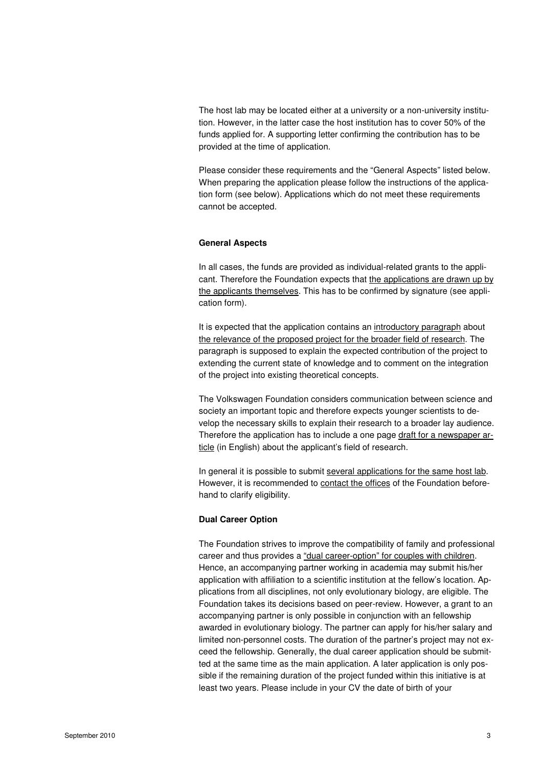The host lab may be located either at a university or a non-university institution. However, in the latter case the host institution has to cover 50% of the funds applied for. A supporting letter confirming the contribution has to be provided at the time of application.

Please consider these requirements and the "General Aspects" listed below. When preparing the application please follow the instructions of the application form (see below). Applications which do not meet these requirements cannot be accepted.

**General Aspects**

In all cases, the funds are provided as individual-related grants to the applicant. Therefore the Foundation expects that the applications are drawn up by the applicants themselves. This has to be confirmed by signature (see application form).

It is expected that the application contains an introductory paragraph about the relevance of the proposed project for the broader field of research. The paragraph is supposed to explain the expected contribution of the project to extending the current state of knowledge and to comment on the integration of the project into existing theoretical concepts.

The Volkswagen Foundation considers communication between science and society an important topic and therefore expects younger scientists to develop the necessary skills to explain their research to a broader lay audience. Therefore the application has to include a one page draft for a newspaper article (in English) about the applicant's field of research.

In general it is possible to submit several applications for the same host lab. However, it is recommended to contact the offices of the Foundation beforehand to clarify eligibility.

**Dual Career Option**

The Foundation strives to improve the compatibility of family and professional career and thus provides a "dual career-option" for couples with children. Hence, an accompanying partner working in academia may submit his/her application with affiliation to a scientific institution at the fellow's location. Applications from all disciplines, not only evolutionary biology, are eligible. The Foundation takes its decisions based on peer-review. However, a grant to an accompanying partner is only possible in conjunction with an fellowship awarded in evolutionary biology. The partner can apply for his/her salary and limited non-personnel costs. The duration of the partner's project may not exceed the fellowship. Generally, the dual career application should be submitted at the same time as the main application. A later application is only possible if the remaining duration of the project funded within this initiative is at least two years. Please include in your CV the date of birth of your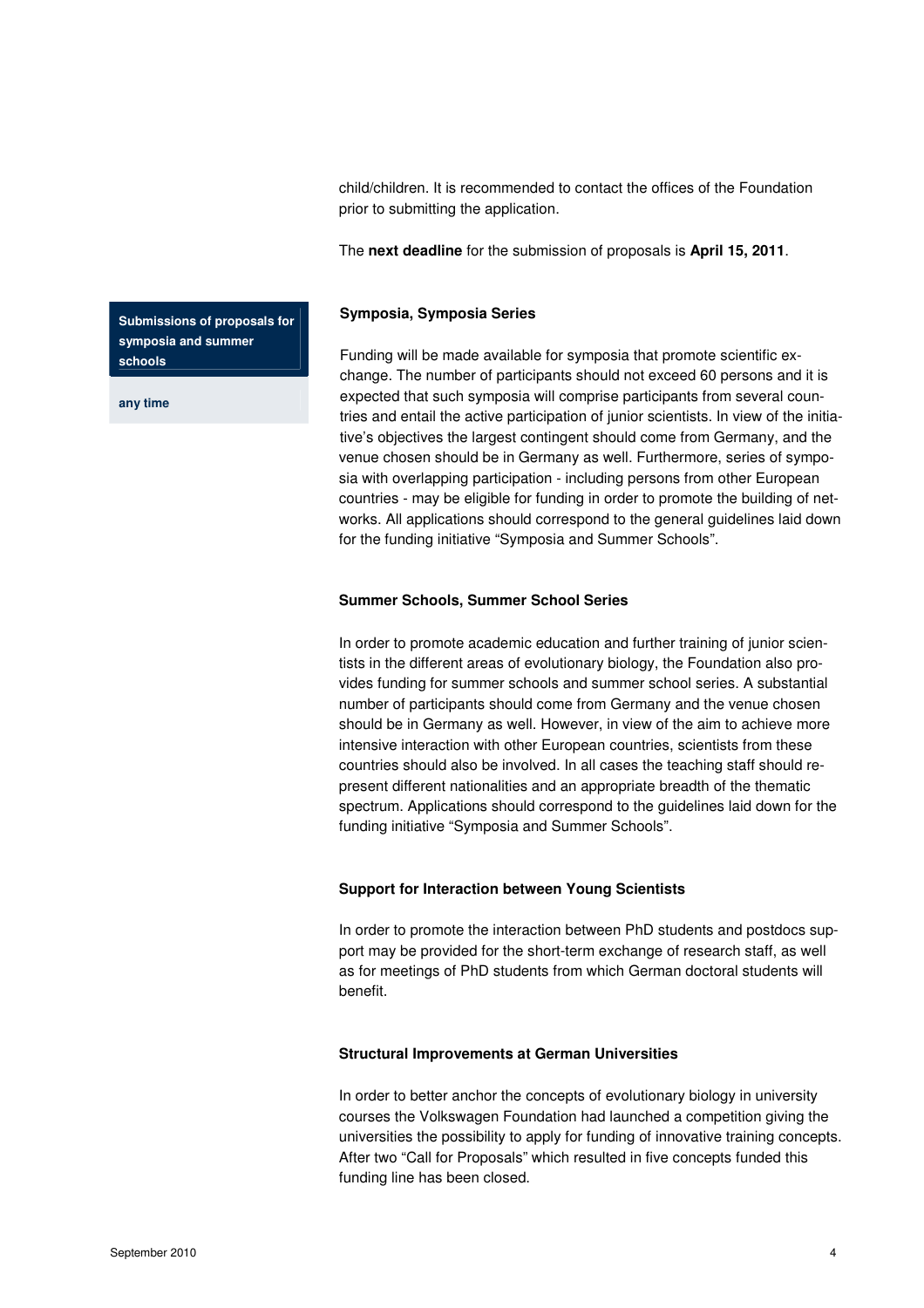child/children. It is recommended to contact the offices of the Foundation prior to submitting the application.

The **next deadline** for the submission of proposals is **April 15, 2011**.

| Submissions of proposals for symposia and summer schools |
| --- |
| any time |

### Symposia, Symposia Series

Funding will be made available for symposia that promote scientific exchange. The number of participants should not exceed 60 persons and it is expected that such symposia will comprise participants from several countries and entail the active participation of junior scientists. In view of the initiative's objectives the largest contingent should come from Germany, and the venue chosen should be in Germany as well. Furthermore, series of symposia with overlapping participation - including persons from other European countries - may be eligible for funding in order to promote the building of networks. All applications should correspond to the general guidelines laid down for the funding initiative "Symposia and Summer Schools".

### Summer Schools, Summer School Series

In order to promote academic education and further training of junior scientists in the different areas of evolutionary biology, the Foundation also provides funding for summer schools and summer school series. A substantial number of participants should come from Germany and the venue chosen should be in Germany as well. However, in view of the aim to achieve more intensive interaction with other European countries, scientists from these countries should also be involved. In all cases the teaching staff should represent different nationalities and an appropriate breadth of the thematic spectrum. Applications should correspond to the guidelines laid down for the funding initiative "Symposia and Summer Schools".

### Support for Interaction between Young Scientists

In order to promote the interaction between PhD students and postdocs support may be provided for the short-term exchange of research staff, as well as for meetings of PhD students from which German doctoral students will benefit.

### Structural Improvements at German Universities

In order to better anchor the concepts of evolutionary biology in university courses the Volkswagen Foundation had launched a competition giving the universities the possibility to apply for funding of innovative training concepts. After two "Call for Proposals" which resulted in five concepts funded this funding line has been closed.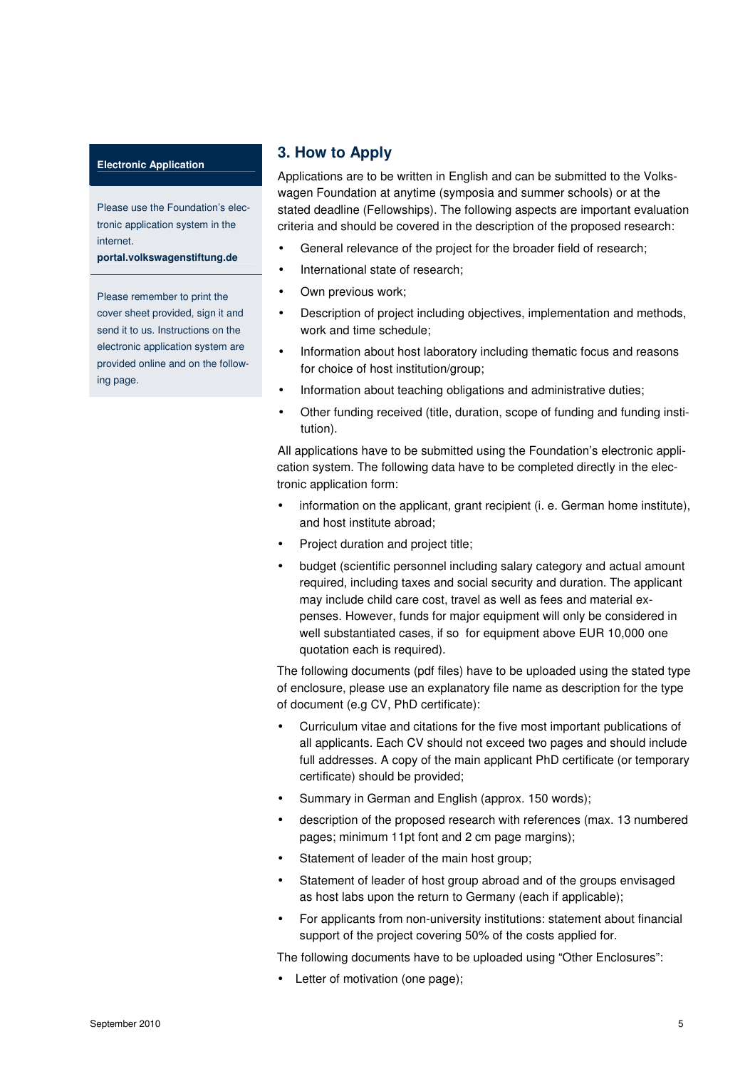**Electronic Application**

Please use the Foundation's electronic application system in the internet.
**portal.volkswagenstiftung.de**

Please remember to print the cover sheet provided, sign it and send it to us. Instructions on the electronic application system are provided online and on the following page.

## 3. How to Apply

Applications are to be written in English and can be submitted to the Volkswagen Foundation at anytime (symposia and summer schools) or at the stated deadline (Fellowships). The following aspects are important evaluation criteria and should be covered in the description of the proposed research:

- General relevance of the project for the broader field of research;
- International state of research;
- Own previous work;
- Description of project including objectives, implementation and methods, work and time schedule;
- Information about host laboratory including thematic focus and reasons for choice of host institution/group;
- Information about teaching obligations and administrative duties;
- Other funding received (title, duration, scope of funding and funding institution).

All applications have to be submitted using the Foundation's electronic application system. The following data have to be completed directly in the electronic application form:

- information on the applicant, grant recipient (i. e. German home institute), and host institute abroad;
- Project duration and project title;
- budget (scientific personnel including salary category and actual amount required, including taxes and social security and duration. The applicant may include child care cost, travel as well as fees and material expenses. However, funds for major equipment will only be considered in well substantiated cases, if so for equipment above EUR 10,000 one quotation each is required).

The following documents (pdf files) have to be uploaded using the stated type of enclosure, please use an explanatory file name as description for the type of document (e.g CV, PhD certificate):

- Curriculum vitae and citations for the five most important publications of all applicants. Each CV should not exceed two pages and should include full addresses. A copy of the main applicant PhD certificate (or temporary certificate) should be provided;
- Summary in German and English (approx. 150 words);
- description of the proposed research with references (max. 13 numbered pages; minimum 11pt font and 2 cm page margins);
- Statement of leader of the main host group;
- Statement of leader of host group abroad and of the groups envisaged as host labs upon the return to Germany (each if applicable);
- For applicants from non-university institutions: statement about financial support of the project covering 50% of the costs applied for.

The following documents have to be uploaded using "Other Enclosures":

- Letter of motivation (one page);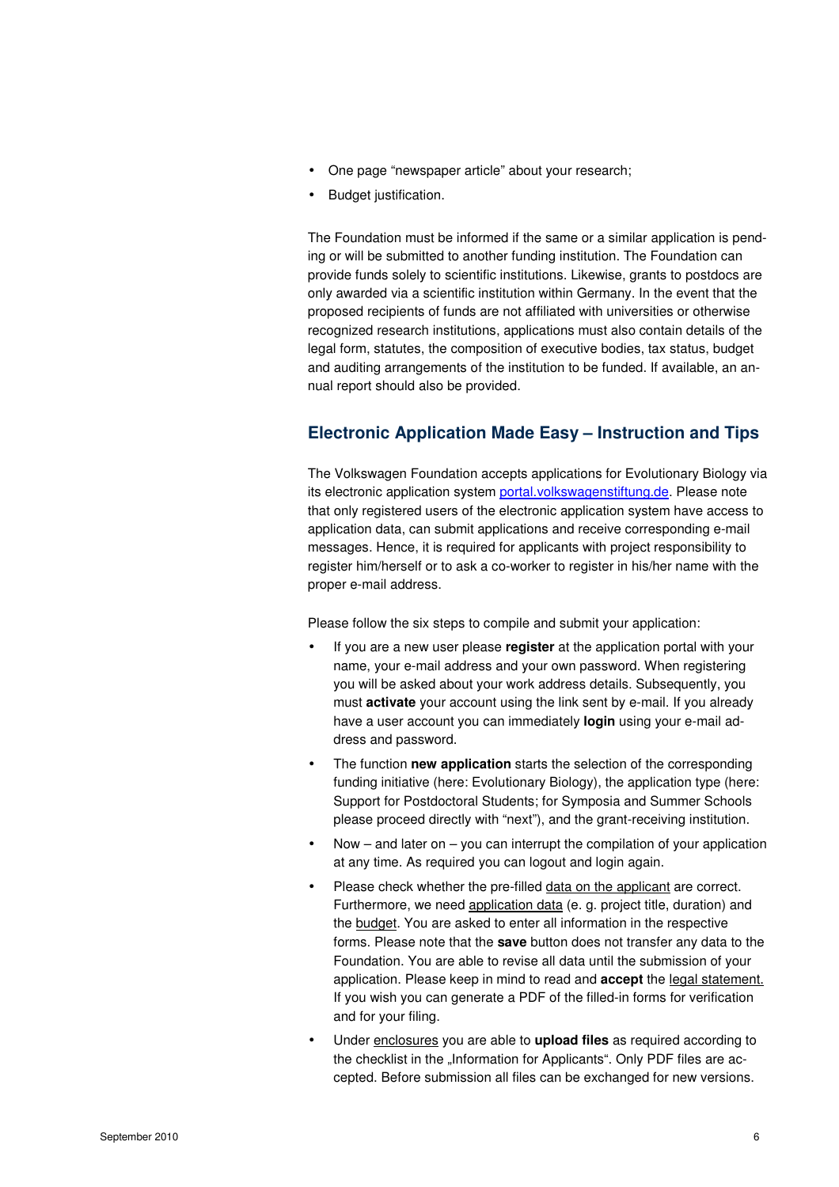- One page "newspaper article" about your research;
- Budget justification.

The Foundation must be informed if the same or a similar application is pending or will be submitted to another funding institution. The Foundation can provide funds solely to scientific institutions. Likewise, grants to postdocs are only awarded via a scientific institution within Germany. In the event that the proposed recipients of funds are not affiliated with universities or otherwise recognized research institutions, applications must also contain details of the legal form, statutes, the composition of executive bodies, tax status, budget and auditing arrangements of the institution to be funded. If available, an annual report should also be provided.

## Electronic Application Made Easy – Instruction and Tips

The Volkswagen Foundation accepts applications for Evolutionary Biology via its electronic application system portal.volkswagenstiftung.de. Please note that only registered users of the electronic application system have access to application data, can submit applications and receive corresponding e-mail messages. Hence, it is required for applicants with project responsibility to register him/herself or to ask a co-worker to register in his/her name with the proper e-mail address.

Please follow the six steps to compile and submit your application:

- If you are a new user please **register** at the application portal with your name, your e-mail address and your own password. When registering you will be asked about your work address details. Subsequently, you must **activate** your account using the link sent by e-mail. If you already have a user account you can immediately **login** using your e-mail address and password.
- The function **new application** starts the selection of the corresponding funding initiative (here: Evolutionary Biology), the application type (here: Support for Postdoctoral Students; for Symposia and Summer Schools please proceed directly with "next"), and the grant-receiving institution.
- Now – and later on – you can interrupt the compilation of your application at any time. As required you can logout and login again.
- Please check whether the pre-filled data on the applicant are correct. Furthermore, we need application data (e. g. project title, duration) and the budget. You are asked to enter all information in the respective forms. Please note that the **save** button does not transfer any data to the Foundation. You are able to revise all data until the submission of your application. Please keep in mind to read and **accept** the legal statement. If you wish you can generate a PDF of the filled-in forms for verification and for your filing.
- Under enclosures you are able to **upload files** as required according to the checklist in the „Information for Applicants". Only PDF files are accepted. Before submission all files can be exchanged for new versions.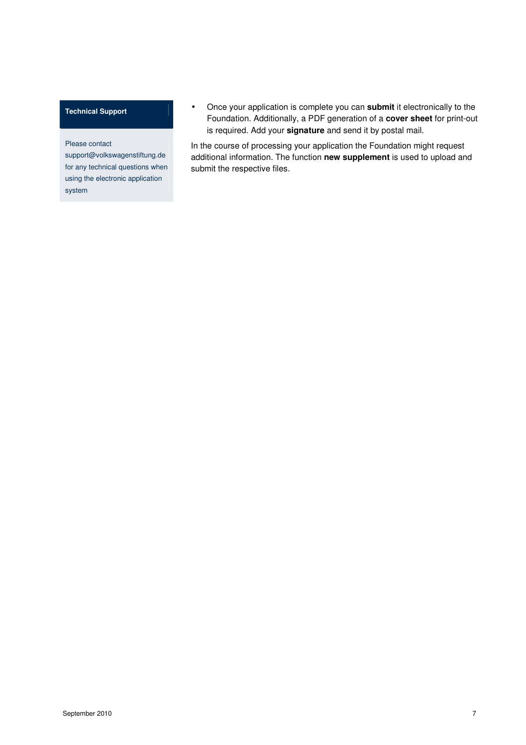**Technical Support**

Please contact support@volkswagenstiftung.de for any technical questions when using the electronic application system

- Once your application is complete you can **submit** it electronically to the Foundation. Additionally, a PDF generation of a **cover sheet** for print-out is required. Add your **signature** and send it by postal mail.

In the course of processing your application the Foundation might request additional information. The function **new supplement** is used to upload and submit the respective files.